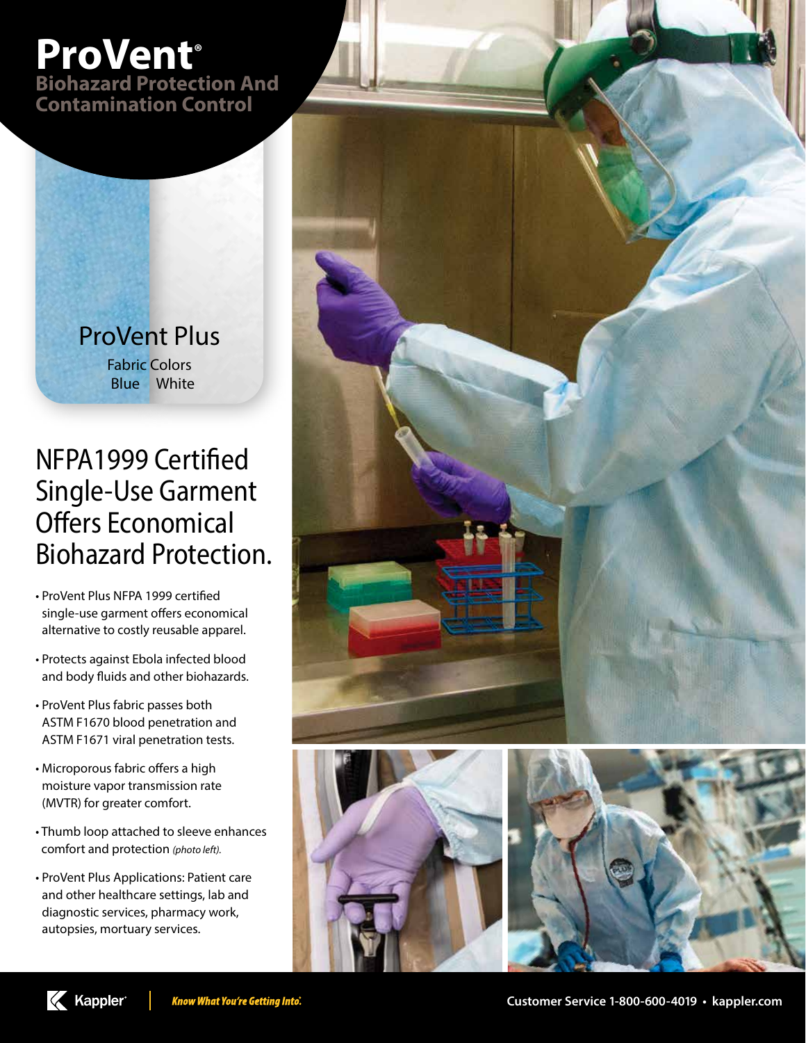# ProVent®

## Biohazard Protection And Contamination Control

### ProVent Plus

Fabric Colors
Blue White

## NFPA1999 Certified Single-Use Garment Offers Economical Biohazard Protection.

- ProVent Plus NFPA 1999 certified single-use garment offers economical alternative to costly reusable apparel.
- Protects against Ebola infected blood and body fluids and other biohazards.
- ProVent Plus fabric passes both ASTM F1670 blood penetration and ASTM F1671 viral penetration tests.
- Microporous fabric offers a high moisture vapor transmission rate (MVTR) for greater comfort.
- Thumb loop attached to sleeve enhances comfort and protection *(photo left).*
- ProVent Plus Applications: Patient care and other healthcare settings, lab and diagnostic services, pharmacy work, autopsies, mortuary services.

Kappler® | *Know What You're Getting Into.®*

**Customer Service 1-800-600-4019 • kappler.com**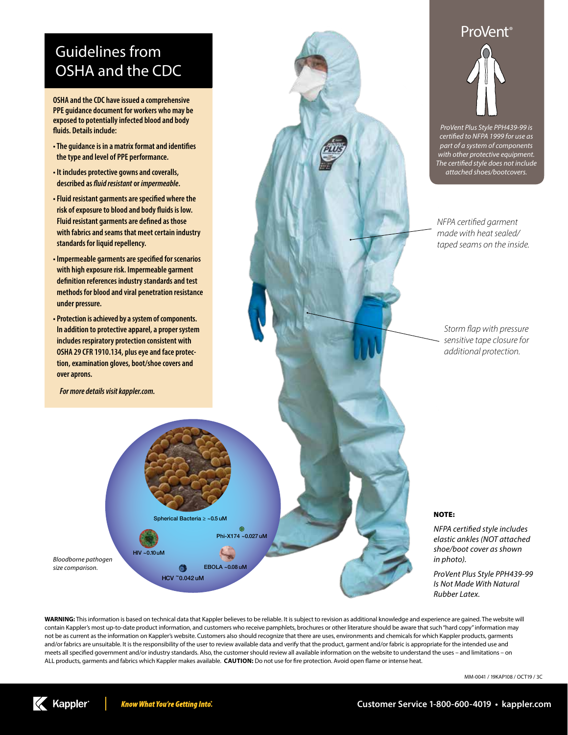## Guidelines from OSHA and the CDC

**OSHA and the CDC have issued a comprehensive PPE guidance document for workers who may be exposed to potentially infected blood and body fluids. Details include:**

- **The guidance is in a matrix format and identifies the type and level of PPE performance.**
- **It includes protective gowns and coveralls, described as *fluid resistant* or *impermeable*.**
- **Fluid resistant garments are specified where the risk of exposure to blood and body fluids is low. Fluid resistant garments are defined as those with fabrics and seams that meet certain industry standards for liquid repellency.**
- **Impermeable garments are specified for scenarios with high exposure risk. Impermeable garment definition references industry standards and test methods for blood and viral penetration resistance under pressure.**
- **Protection is achieved by a system of components. In addition to protective apparel, a proper system includes respiratory protection consistent with OSHA 29 CFR 1910.134, plus eye and face protection, examination gloves, boot/shoe covers and over aprons.**

***For more details visit kappler.com.***

## ProVent®

*ProVent Plus Style PPH439-99 is certified to NFPA 1999 for use as part of a system of components with other protective equipment. The certified style does not include attached shoes/bootcovers.*

*NFPA certified garment made with heat sealed/ taped seams on the inside.*

*Storm flap with pressure sensitive tape closure for additional protection.*

Spherical Bacteria ≥ ~0.5 uM

Phi-X174 ~0.027 uM

HIV ~0.10 uM

EBOLA ~0.08 uM

HCV ~0.042 uM

*Bloodborne pathogen size comparison.*

**NOTE:**

*NFPA certified style includes elastic ankles (NOT attached shoe/boot cover as shown in photo).*

*ProVent Plus Style PPH439-99 Is Not Made With Natural Rubber Latex.*

**WARNING:** This information is based on technical data that Kappler believes to be reliable. It is subject to revision as additional knowledge and experience are gained. The website will contain Kappler's most up-to-date product information, and customers who receive pamphlets, brochures or other literature should be aware that such "hard copy" information may not be as current as the information on Kappler's website. Customers also should recognize that there are uses, environments and chemicals for which Kappler products, garments and/or fabrics are unsuitable. It is the responsibility of the user to review available data and verify that the product, garment and/or fabric is appropriate for the intended use and meets all specified government and/or industry standards. Also, the customer should review all available information on the website to understand the uses – and limitations – on ALL products, garments and fabrics which Kappler makes available. **CAUTION:** Do not use for fire protection. Avoid open flame or intense heat.

MM-0041 / 19KAP108 / OCT19 / 3C

Kappler® | *Know What You're Getting Into.®*

**Customer Service 1-800-600-4019 • kappler.com**